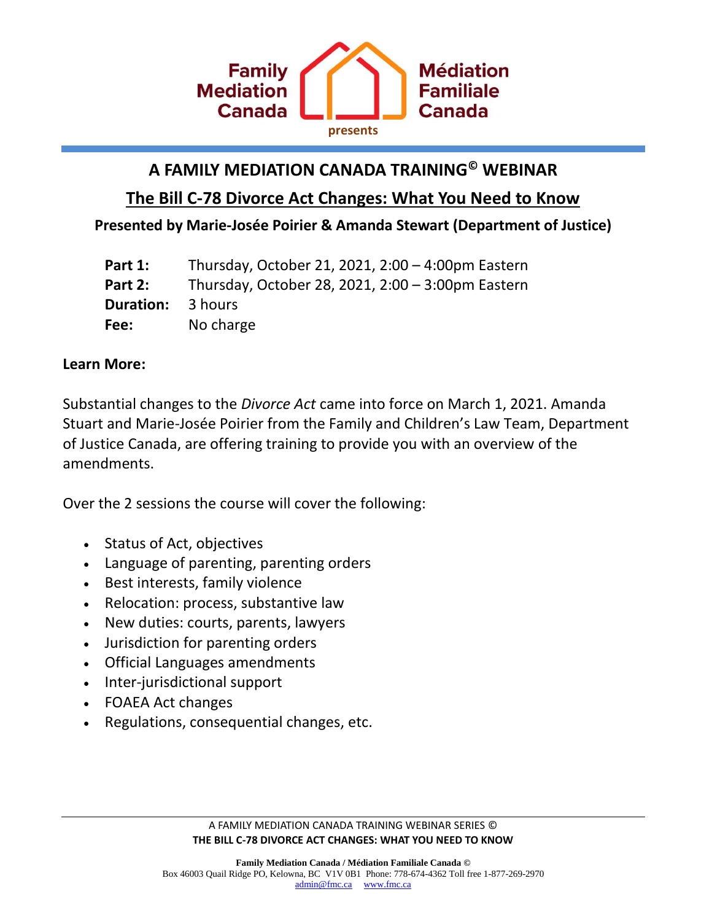Family Mediation Canada | Médiation Familiale Canada

presents

# A FAMILY MEDIATION CANADA TRAINING© WEBINAR

## The Bill C-78 Divorce Act Changes: What You Need to Know

**Presented by Marie-Josée Poirier & Amanda Stewart (Department of Justice)**

| | |
|---|---|
| **Part 1:** | Thursday, October 21, 2021, 2:00 – 4:00pm Eastern |
| **Part 2:** | Thursday, October 28, 2021, 2:00 – 3:00pm Eastern |
| **Duration:** | 3 hours |
| **Fee:** | No charge |

**Learn More:**

Substantial changes to the *Divorce Act* came into force on March 1, 2021. Amanda Stuart and Marie-Josée Poirier from the Family and Children's Law Team, Department of Justice Canada, are offering training to provide you with an overview of the amendments.

Over the 2 sessions the course will cover the following:

- Status of Act, objectives
- Language of parenting, parenting orders
- Best interests, family violence
- Relocation: process, substantive law
- New duties: courts, parents, lawyers
- Jurisdiction for parenting orders
- Official Languages amendments
- Inter-jurisdictional support
- FOAEA Act changes
- Regulations, consequential changes, etc.

A FAMILY MEDIATION CANADA TRAINING WEBINAR SERIES ©
**THE BILL C-78 DIVORCE ACT CHANGES: WHAT YOU NEED TO KNOW**

**Family Mediation Canada / Médiation Familiale Canada ©**
Box 46003 Quail Ridge PO, Kelowna, BC V1V 0B1 Phone: 778-674-4362 Toll free 1-877-269-2970
admin@fmc.ca www.fmc.ca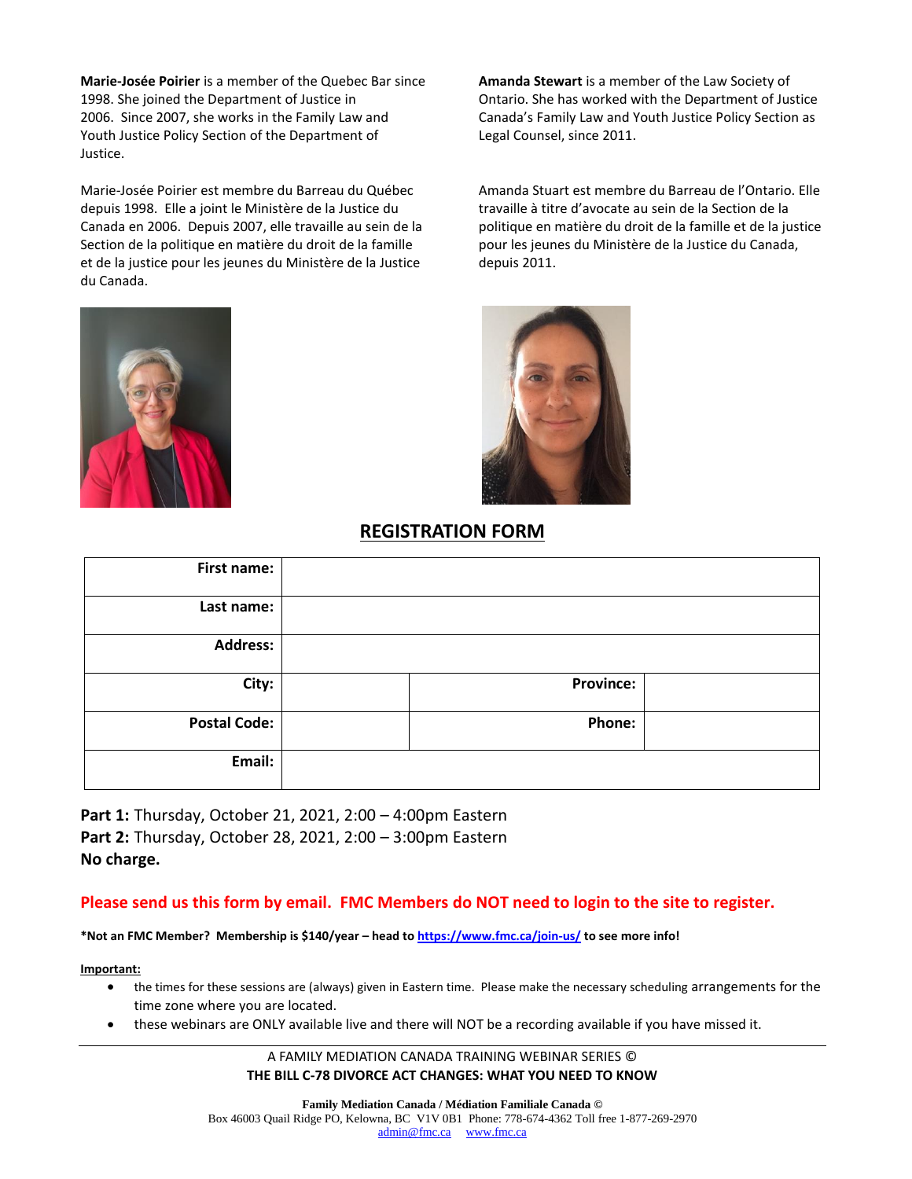**Marie-Josée Poirier** is a member of the Quebec Bar since 1998. She joined the Department of Justice in 2006. Since 2007, she works in the Family Law and Youth Justice Policy Section of the Department of Justice.

Marie-Josée Poirier est membre du Barreau du Québec depuis 1998. Elle a joint le Ministère de la Justice du Canada en 2006. Depuis 2007, elle travaille au sein de la Section de la politique en matière du droit de la famille et de la justice pour les jeunes du Ministère de la Justice du Canada.

**Amanda Stewart** is a member of the Law Society of Ontario. She has worked with the Department of Justice Canada's Family Law and Youth Justice Policy Section as Legal Counsel, since 2011.

Amanda Stuart est membre du Barreau de l'Ontario. Elle travaille à titre d'avocate au sein de la Section de la politique en matière du droit de la famille et de la justice pour les jeunes du Ministère de la Justice du Canada, depuis 2011.

## REGISTRATION FORM

| | | | |
|---|---|---|---|
| **First name:** | | | |
| **Last name:** | | | |
| **Address:** | | | |
| **City:** | | **Province:** | |
| **Postal Code:** | | **Phone:** | |
| **Email:** | | | |

**Part 1:** Thursday, October 21, 2021, 2:00 – 4:00pm Eastern
**Part 2:** Thursday, October 28, 2021, 2:00 – 3:00pm Eastern
**No charge.**

**Please send us this form by email. FMC Members do NOT need to login to the site to register.**

**\*Not an FMC Member? Membership is $140/year – head to https://www.fmc.ca/join-us/ to see more info!**

**Important:**

- the times for these sessions are (always) given in Eastern time. Please make the necessary scheduling arrangements for the time zone where you are located.
- these webinars are ONLY available live and there will NOT be a recording available if you have missed it.

A FAMILY MEDIATION CANADA TRAINING WEBINAR SERIES ©
**THE BILL C-78 DIVORCE ACT CHANGES: WHAT YOU NEED TO KNOW**

**Family Mediation Canada / Médiation Familiale Canada ©**
Box 46003 Quail Ridge PO, Kelowna, BC V1V 0B1 Phone: 778-674-4362 Toll free 1-877-269-2970
admin@fmc.ca www.fmc.ca